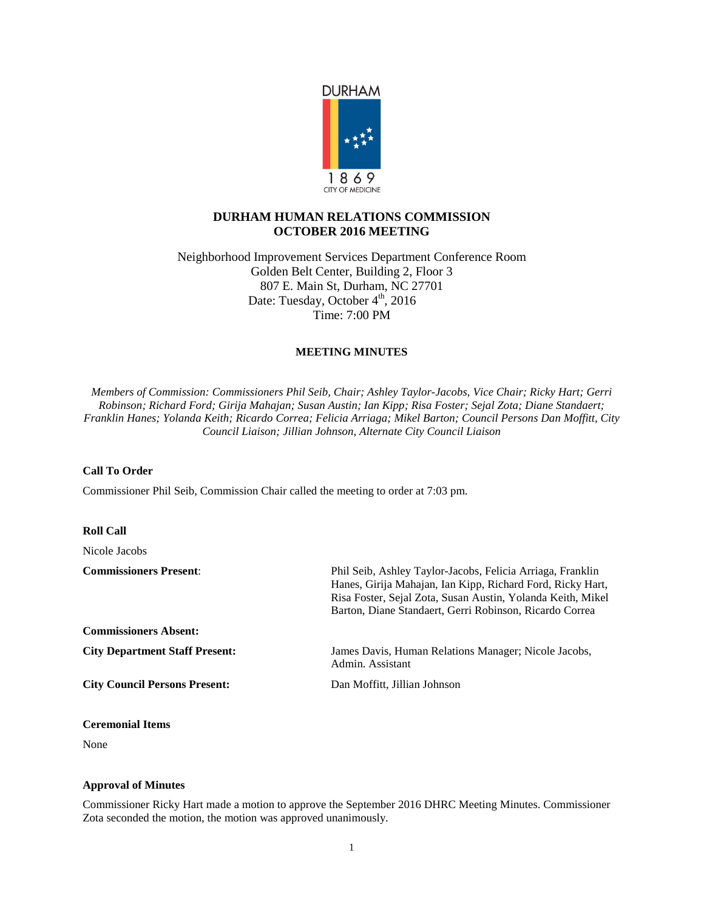DURHAM

1869
CITY OF MEDICINE

# DURHAM HUMAN RELATIONS COMMISSION
# OCTOBER 2016 MEETING

Neighborhood Improvement Services Department Conference Room
Golden Belt Center, Building 2, Floor 3
807 E. Main St, Durham, NC 27701
Date: Tuesday, October 4th, 2016
Time: 7:00 PM

## MEETING MINUTES

*Members of Commission: Commissioners Phil Seib, Chair; Ashley Taylor-Jacobs, Vice Chair; Ricky Hart; Gerri Robinson; Richard Ford; Girija Mahajan; Susan Austin; Ian Kipp; Risa Foster; Sejal Zota; Diane Standaert; Franklin Hanes; Yolanda Keith; Ricardo Correa; Felicia Arriaga; Mikel Barton; Council Persons Dan Moffitt, City Council Liaison; Jillian Johnson, Alternate City Council Liaison*

**Call To Order**

Commissioner Phil Seib, Commission Chair called the meeting to order at 7:03 pm.

**Roll Call**

Nicole Jacobs

| | |
|---|---|
| **Commissioners Present**: | Phil Seib, Ashley Taylor-Jacobs, Felicia Arriaga, Franklin Hanes, Girija Mahajan, Ian Kipp, Richard Ford, Ricky Hart, Risa Foster, Sejal Zota, Susan Austin, Yolanda Keith, Mikel Barton, Diane Standaert, Gerri Robinson, Ricardo Correa |
| **Commissioners Absent:** | |
| **City Department Staff Present:** | James Davis, Human Relations Manager; Nicole Jacobs, Admin. Assistant |
| **City Council Persons Present:** | Dan Moffitt, Jillian Johnson |

**Ceremonial Items**

None

**Approval of Minutes**

Commissioner Ricky Hart made a motion to approve the September 2016 DHRC Meeting Minutes. Commissioner Zota seconded the motion, the motion was approved unanimously.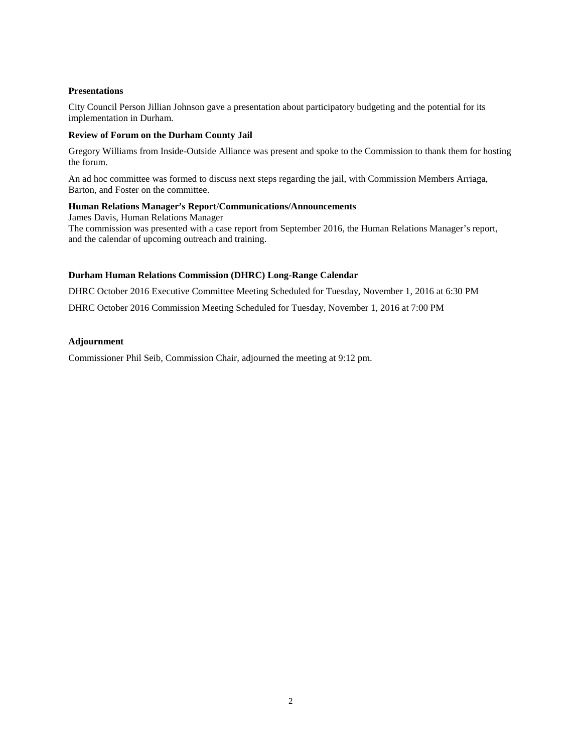**Presentations**

City Council Person Jillian Johnson gave a presentation about participatory budgeting and the potential for its implementation in Durham.

**Review of Forum on the Durham County Jail**

Gregory Williams from Inside-Outside Alliance was present and spoke to the Commission to thank them for hosting the forum.

An ad hoc committee was formed to discuss next steps regarding the jail, with Commission Members Arriaga, Barton, and Foster on the committee.

**Human Relations Manager's Report/Communications/Announcements**

James Davis, Human Relations Manager

The commission was presented with a case report from September 2016, the Human Relations Manager's report, and the calendar of upcoming outreach and training.

**Durham Human Relations Commission (DHRC) Long-Range Calendar**

DHRC October 2016 Executive Committee Meeting Scheduled for Tuesday, November 1, 2016 at 6:30 PM

DHRC October 2016 Commission Meeting Scheduled for Tuesday, November 1, 2016 at 7:00 PM

**Adjournment**

Commissioner Phil Seib, Commission Chair, adjourned the meeting at 9:12 pm.